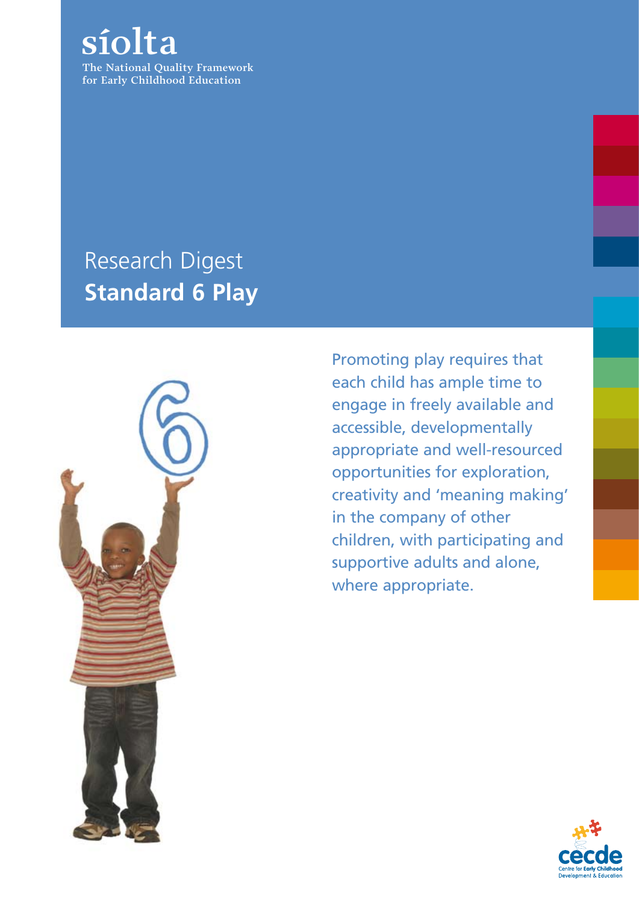síolta

The National Quality Framework for Early Childhood Education

# Research Digest
## Standard 6 Play

Promoting play requires that each child has ample time to engage in freely available and accessible, developmentally appropriate and well-resourced opportunities for exploration, creativity and 'meaning making' in the company of other children, with participating and supportive adults and alone, where appropriate.

cecde
Centre for Early Childhood Development & Education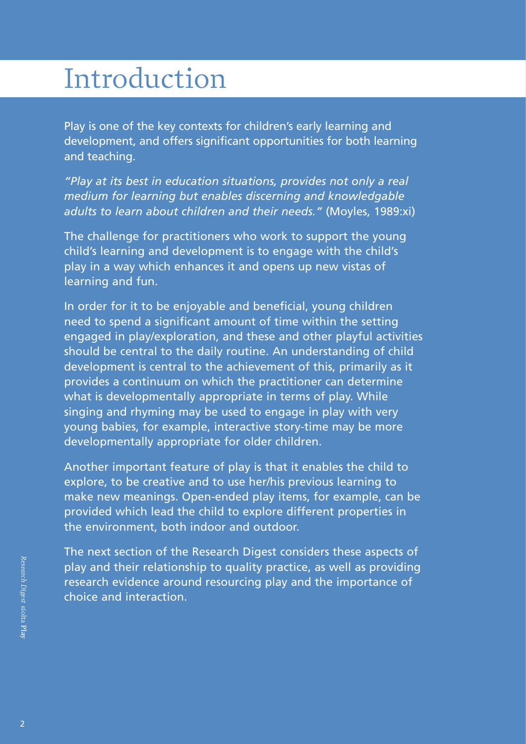# Introduction

Play is one of the key contexts for children's early learning and development, and offers significant opportunities for both learning and teaching.

*"Play at its best in education situations, provides not only a real medium for learning but enables discerning and knowledgable adults to learn about children and their needs."* (Moyles, 1989:xi)

The challenge for practitioners who work to support the young child's learning and development is to engage with the child's play in a way which enhances it and opens up new vistas of learning and fun.

In order for it to be enjoyable and beneficial, young children need to spend a significant amount of time within the setting engaged in play/exploration, and these and other playful activities should be central to the daily routine. An understanding of child development is central to the achievement of this, primarily as it provides a continuum on which the practitioner can determine what is developmentally appropriate in terms of play. While singing and rhyming may be used to engage in play with very young babies, for example, interactive story-time may be more developmentally appropriate for older children.

Another important feature of play is that it enables the child to explore, to be creative and to use her/his previous learning to make new meanings. Open-ended play items, for example, can be provided which lead the child to explore different properties in the environment, both indoor and outdoor.

The next section of the Research Digest considers these aspects of play and their relationship to quality practice, as well as providing research evidence around resourcing play and the importance of choice and interaction.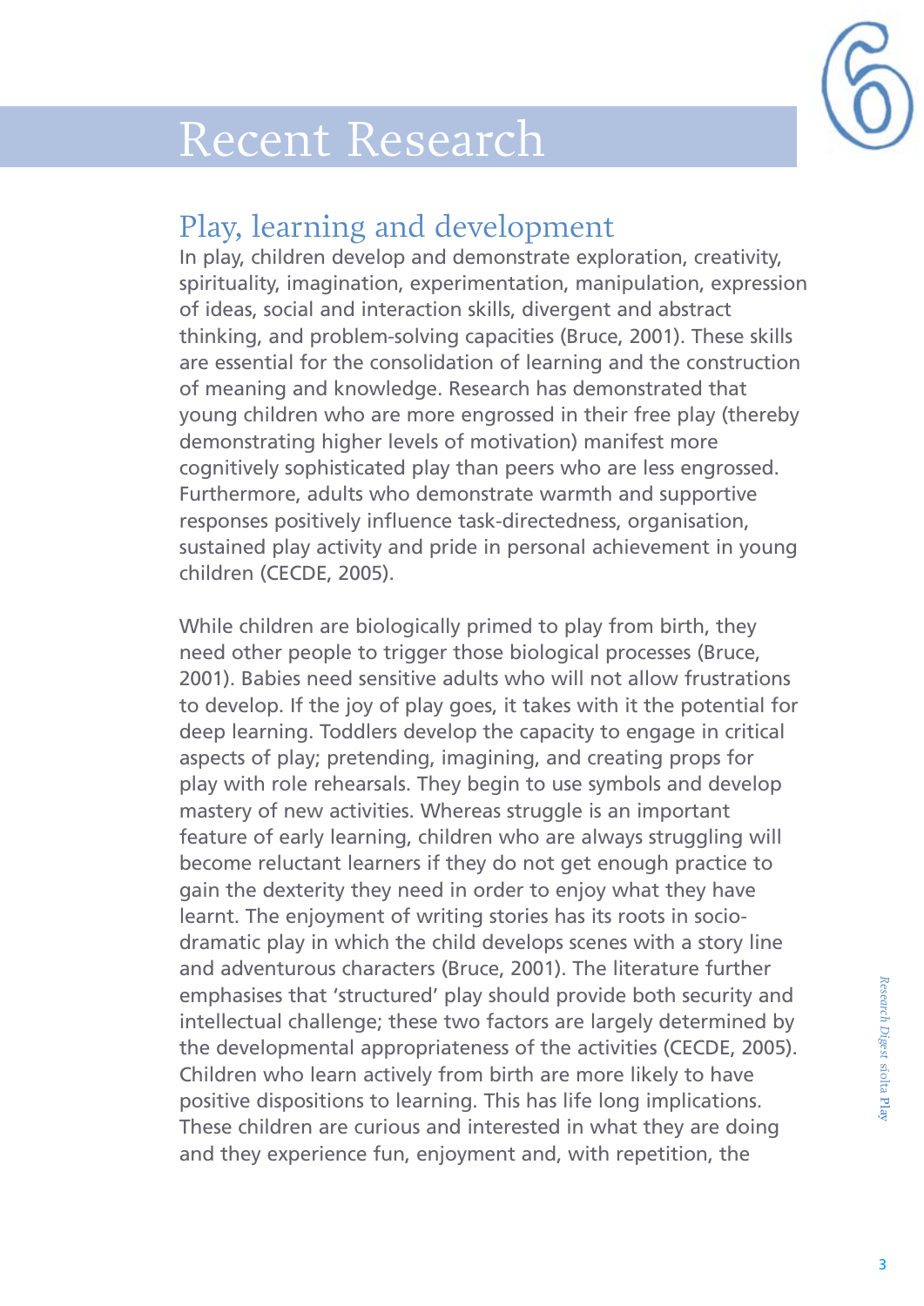# Recent Research

## Play, learning and development

In play, children develop and demonstrate exploration, creativity, spirituality, imagination, experimentation, manipulation, expression of ideas, social and interaction skills, divergent and abstract thinking, and problem-solving capacities (Bruce, 2001). These skills are essential for the consolidation of learning and the construction of meaning and knowledge. Research has demonstrated that young children who are more engrossed in their free play (thereby demonstrating higher levels of motivation) manifest more cognitively sophisticated play than peers who are less engrossed. Furthermore, adults who demonstrate warmth and supportive responses positively influence task-directedness, organisation, sustained play activity and pride in personal achievement in young children (CECDE, 2005).

While children are biologically primed to play from birth, they need other people to trigger those biological processes (Bruce, 2001). Babies need sensitive adults who will not allow frustrations to develop. If the joy of play goes, it takes with it the potential for deep learning. Toddlers develop the capacity to engage in critical aspects of play; pretending, imagining, and creating props for play with role rehearsals. They begin to use symbols and develop mastery of new activities. Whereas struggle is an important feature of early learning, children who are always struggling will become reluctant learners if they do not get enough practice to gain the dexterity they need in order to enjoy what they have learnt. The enjoyment of writing stories has its roots in socio-dramatic play in which the child develops scenes with a story line and adventurous characters (Bruce, 2001). The literature further emphasises that 'structured' play should provide both security and intellectual challenge; these two factors are largely determined by the developmental appropriateness of the activities (CECDE, 2005). Children who learn actively from birth are more likely to have positive dispositions to learning. This has life long implications. These children are curious and interested in what they are doing and they experience fun, enjoyment and, with repetition, the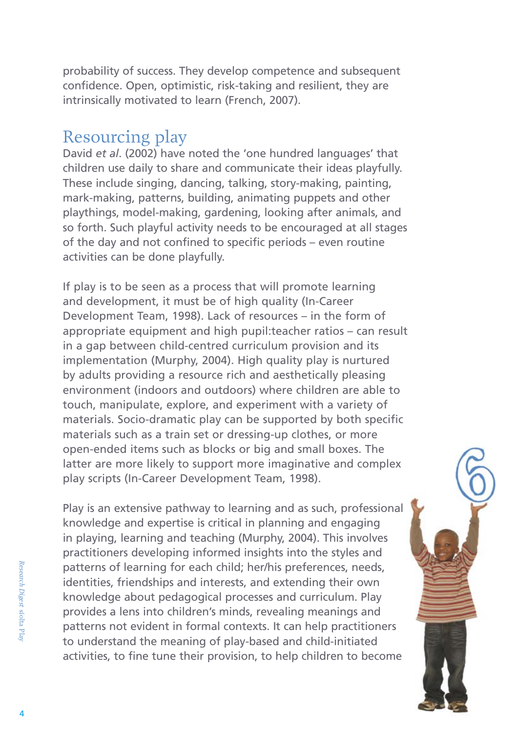probability of success. They develop competence and subsequent confidence. Open, optimistic, risk-taking and resilient, they are intrinsically motivated to learn (French, 2007).

## Resourcing play

David *et al*. (2002) have noted the 'one hundred languages' that children use daily to share and communicate their ideas playfully. These include singing, dancing, talking, story-making, painting, mark-making, patterns, building, animating puppets and other playthings, model-making, gardening, looking after animals, and so forth. Such playful activity needs to be encouraged at all stages of the day and not confined to specific periods – even routine activities can be done playfully.

If play is to be seen as a process that will promote learning and development, it must be of high quality (In-Career Development Team, 1998). Lack of resources – in the form of appropriate equipment and high pupil:teacher ratios – can result in a gap between child-centred curriculum provision and its implementation (Murphy, 2004). High quality play is nurtured by adults providing a resource rich and aesthetically pleasing environment (indoors and outdoors) where children are able to touch, manipulate, explore, and experiment with a variety of materials. Socio-dramatic play can be supported by both specific materials such as a train set or dressing-up clothes, or more open-ended items such as blocks or big and small boxes. The latter are more likely to support more imaginative and complex play scripts (In-Career Development Team, 1998).

Play is an extensive pathway to learning and as such, professional knowledge and expertise is critical in planning and engaging in playing, learning and teaching (Murphy, 2004). This involves practitioners developing informed insights into the styles and patterns of learning for each child; her/his preferences, needs, identities, friendships and interests, and extending their own knowledge about pedagogical processes and curriculum. Play provides a lens into children's minds, revealing meanings and patterns not evident in formal contexts. It can help practitioners to understand the meaning of play-based and child-initiated activities, to fine tune their provision, to help children to become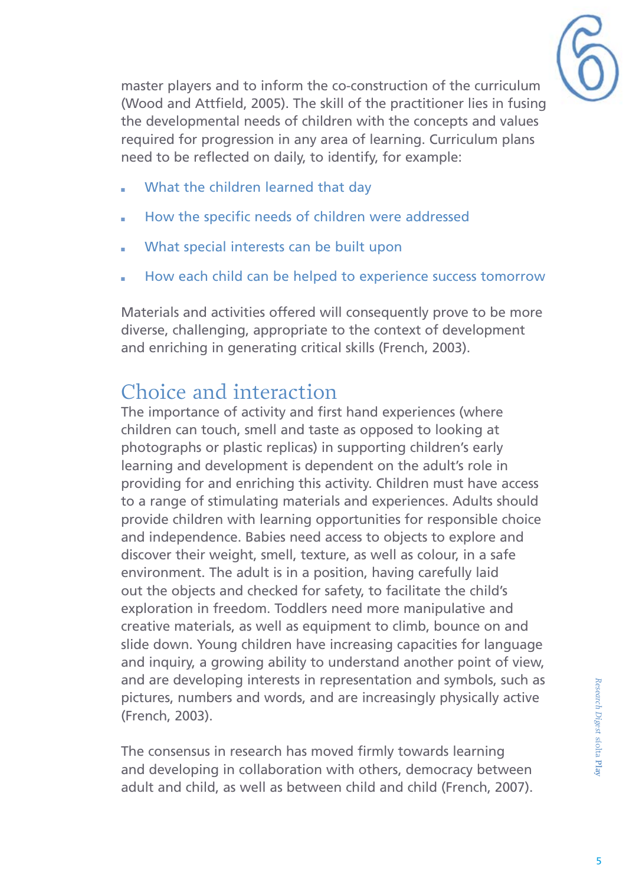master players and to inform the co-construction of the curriculum (Wood and Attfield, 2005). The skill of the practitioner lies in fusing the developmental needs of children with the concepts and values required for progression in any area of learning. Curriculum plans need to be reflected on daily, to identify, for example:

- What the children learned that day
- How the specific needs of children were addressed
- What special interests can be built upon
- How each child can be helped to experience success tomorrow

Materials and activities offered will consequently prove to be more diverse, challenging, appropriate to the context of development and enriching in generating critical skills (French, 2003).

## Choice and interaction

The importance of activity and first hand experiences (where children can touch, smell and taste as opposed to looking at photographs or plastic replicas) in supporting children's early learning and development is dependent on the adult's role in providing for and enriching this activity. Children must have access to a range of stimulating materials and experiences. Adults should provide children with learning opportunities for responsible choice and independence. Babies need access to objects to explore and discover their weight, smell, texture, as well as colour, in a safe environment. The adult is in a position, having carefully laid out the objects and checked for safety, to facilitate the child's exploration in freedom. Toddlers need more manipulative and creative materials, as well as equipment to climb, bounce on and slide down. Young children have increasing capacities for language and inquiry, a growing ability to understand another point of view, and are developing interests in representation and symbols, such as pictures, numbers and words, and are increasingly physically active (French, 2003).

The consensus in research has moved firmly towards learning and developing in collaboration with others, democracy between adult and child, as well as between child and child (French, 2007).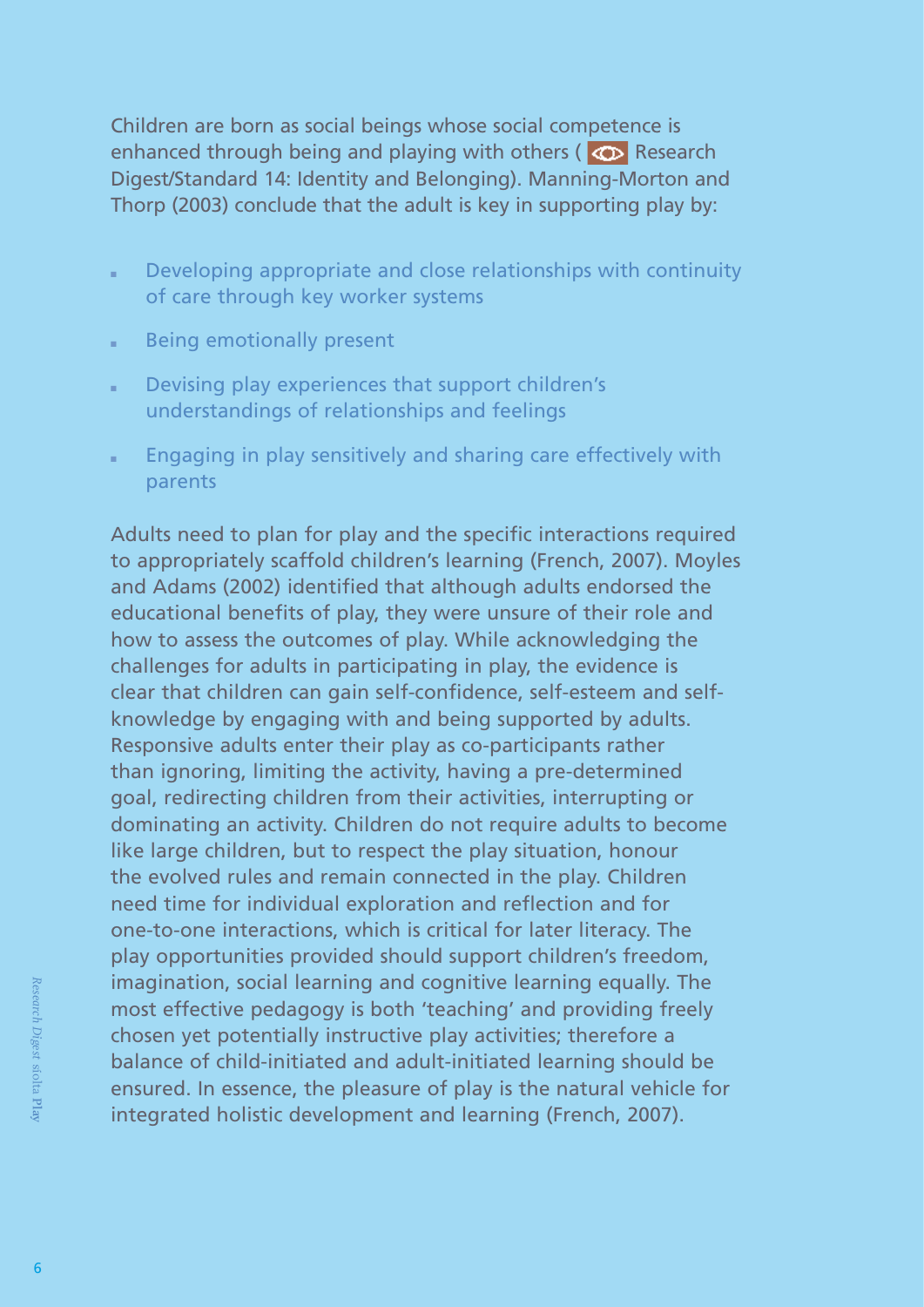Children are born as social beings whose social competence is enhanced through being and playing with others ( Research Digest/Standard 14: Identity and Belonging). Manning-Morton and Thorp (2003) conclude that the adult is key in supporting play by:

- Developing appropriate and close relationships with continuity of care through key worker systems
- Being emotionally present
- Devising play experiences that support children's understandings of relationships and feelings
- Engaging in play sensitively and sharing care effectively with parents

Adults need to plan for play and the specific interactions required to appropriately scaffold children's learning (French, 2007). Moyles and Adams (2002) identified that although adults endorsed the educational benefits of play, they were unsure of their role and how to assess the outcomes of play. While acknowledging the challenges for adults in participating in play, the evidence is clear that children can gain self-confidence, self-esteem and self-knowledge by engaging with and being supported by adults. Responsive adults enter their play as co-participants rather than ignoring, limiting the activity, having a pre-determined goal, redirecting children from their activities, interrupting or dominating an activity. Children do not require adults to become like large children, but to respect the play situation, honour the evolved rules and remain connected in the play. Children need time for individual exploration and reflection and for one-to-one interactions, which is critical for later literacy. The play opportunities provided should support children's freedom, imagination, social learning and cognitive learning equally. The most effective pedagogy is both 'teaching' and providing freely chosen yet potentially instructive play activities; therefore a balance of child-initiated and adult-initiated learning should be ensured. In essence, the pleasure of play is the natural vehicle for integrated holistic development and learning (French, 2007).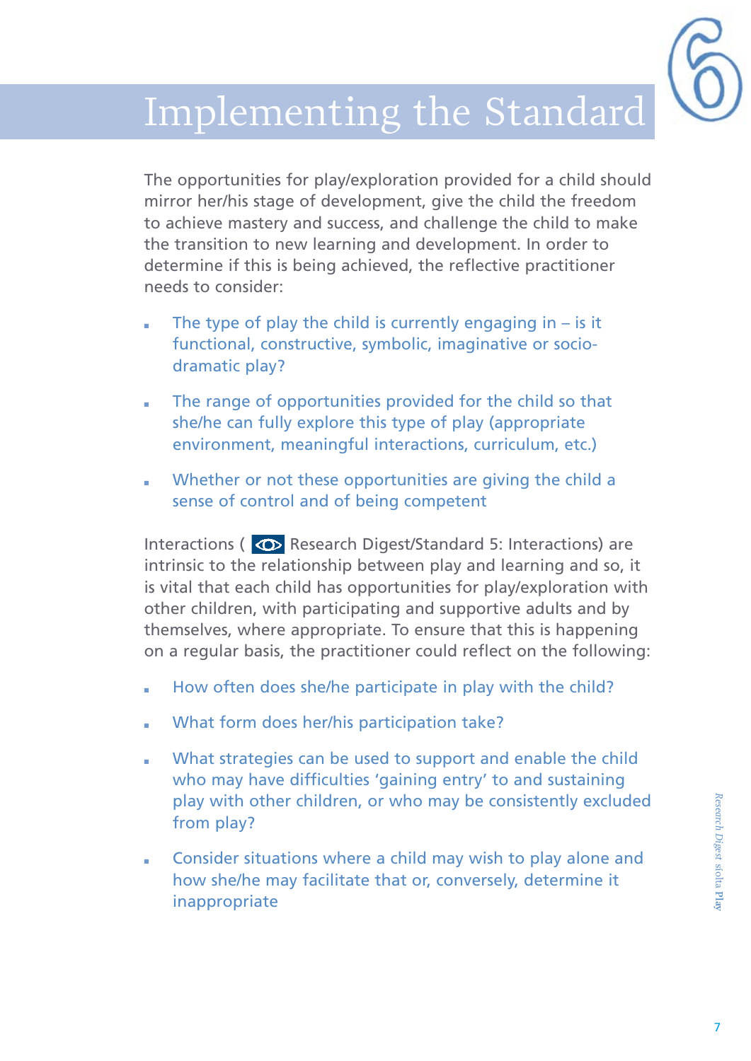# Implementing the Standard

The opportunities for play/exploration provided for a child should mirror her/his stage of development, give the child the freedom to achieve mastery and success, and challenge the child to make the transition to new learning and development. In order to determine if this is being achieved, the reflective practitioner needs to consider:

- The type of play the child is currently engaging in – is it functional, constructive, symbolic, imaginative or socio-dramatic play?
- The range of opportunities provided for the child so that she/he can fully explore this type of play (appropriate environment, meaningful interactions, curriculum, etc.)
- Whether or not these opportunities are giving the child a sense of control and of being competent

Interactions ( Research Digest/Standard 5: Interactions) are intrinsic to the relationship between play and learning and so, it is vital that each child has opportunities for play/exploration with other children, with participating and supportive adults and by themselves, where appropriate. To ensure that this is happening on a regular basis, the practitioner could reflect on the following:

- How often does she/he participate in play with the child?
- What form does her/his participation take?
- What strategies can be used to support and enable the child who may have difficulties 'gaining entry' to and sustaining play with other children, or who may be consistently excluded from play?
- Consider situations where a child may wish to play alone and how she/he may facilitate that or, conversely, determine it inappropriate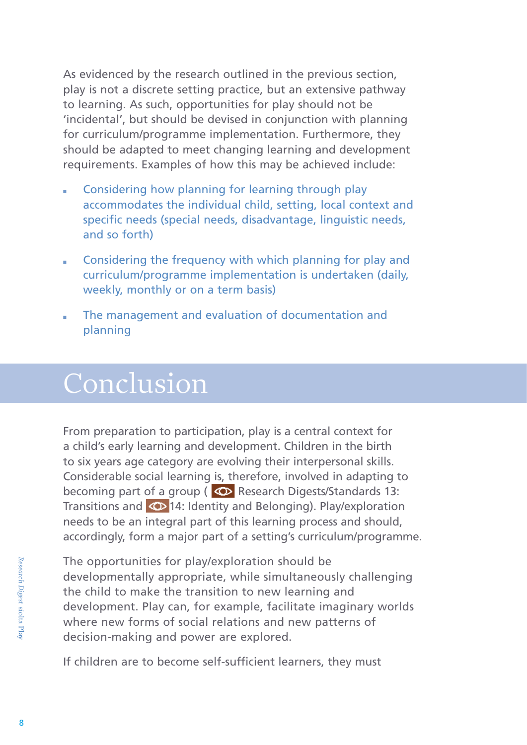As evidenced by the research outlined in the previous section, play is not a discrete setting practice, but an extensive pathway to learning. As such, opportunities for play should not be 'incidental', but should be devised in conjunction with planning for curriculum/programme implementation. Furthermore, they should be adapted to meet changing learning and development requirements. Examples of how this may be achieved include:

- Considering how planning for learning through play accommodates the individual child, setting, local context and specific needs (special needs, disadvantage, linguistic needs, and so forth)
- Considering the frequency with which planning for play and curriculum/programme implementation is undertaken (daily, weekly, monthly or on a term basis)
- The management and evaluation of documentation and planning

# Conclusion

From preparation to participation, play is a central context for a child's early learning and development. Children in the birth to six years age category are evolving their interpersonal skills. Considerable social learning is, therefore, involved in adapting to becoming part of a group ( Research Digests/Standards 13: Transitions and 14: Identity and Belonging). Play/exploration needs to be an integral part of this learning process and should, accordingly, form a major part of a setting's curriculum/programme.

The opportunities for play/exploration should be developmentally appropriate, while simultaneously challenging the child to make the transition to new learning and development. Play can, for example, facilitate imaginary worlds where new forms of social relations and new patterns of decision-making and power are explored.

If children are to become self-sufficient learners, they must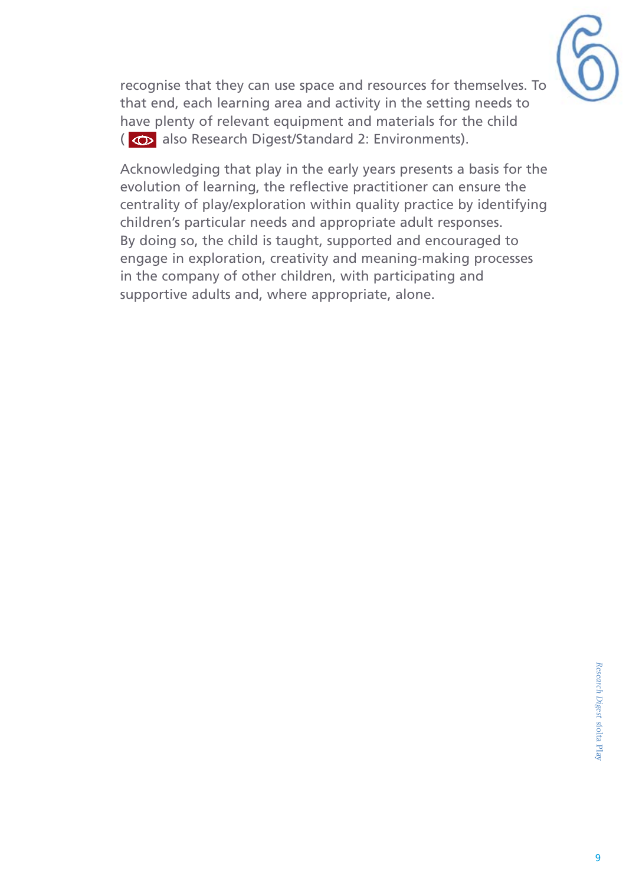recognise that they can use space and resources for themselves. To that end, each learning area and activity in the setting needs to have plenty of relevant equipment and materials for the child ( also Research Digest/Standard 2: Environments).

Acknowledging that play in the early years presents a basis for the evolution of learning, the reflective practitioner can ensure the centrality of play/exploration within quality practice by identifying children's particular needs and appropriate adult responses. By doing so, the child is taught, supported and encouraged to engage in exploration, creativity and meaning-making processes in the company of other children, with participating and supportive adults and, where appropriate, alone.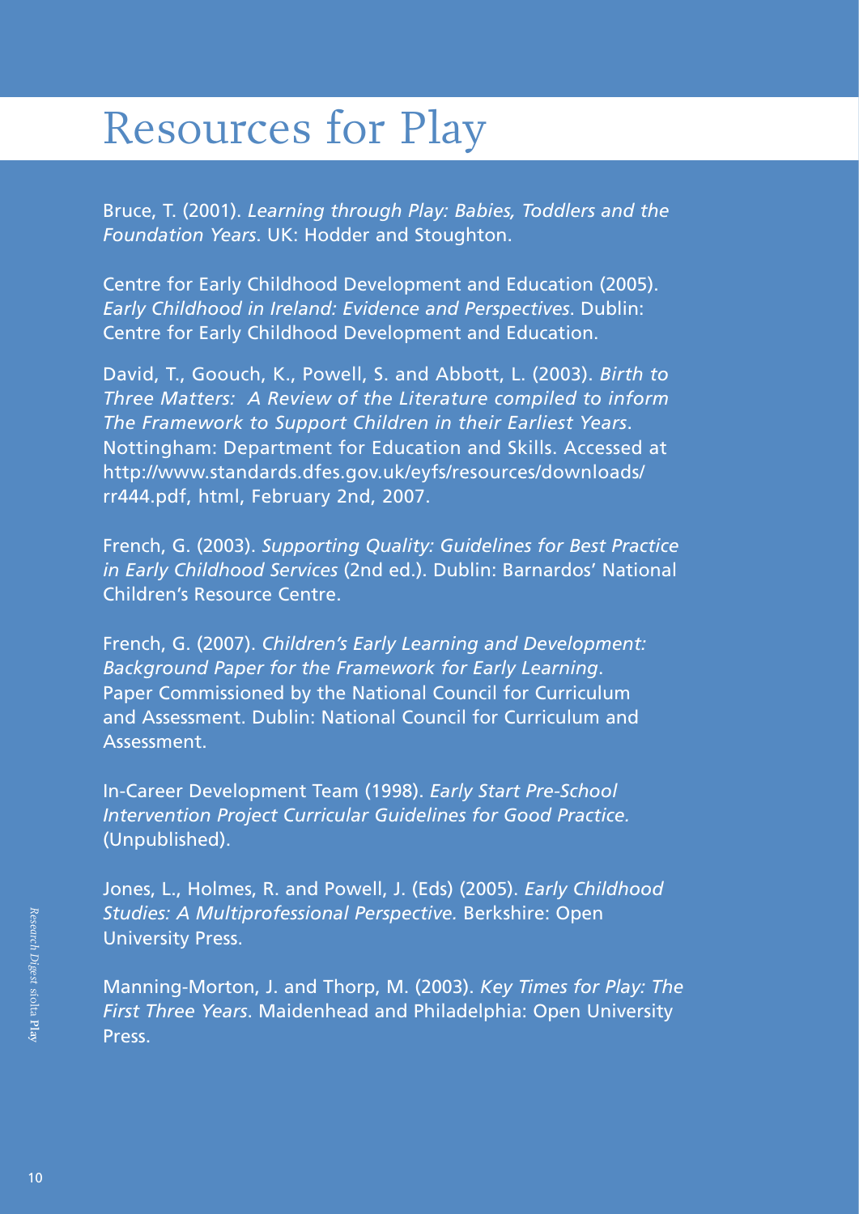# Resources for Play

Bruce, T. (2001). *Learning through Play: Babies, Toddlers and the Foundation Years*. UK: Hodder and Stoughton.

Centre for Early Childhood Development and Education (2005). *Early Childhood in Ireland: Evidence and Perspectives*. Dublin: Centre for Early Childhood Development and Education.

David, T., Goouch, K., Powell, S. and Abbott, L. (2003). *Birth to Three Matters: A Review of the Literature compiled to inform The Framework to Support Children in their Earliest Years*. Nottingham: Department for Education and Skills. Accessed at http://www.standards.dfes.gov.uk/eyfs/resources/downloads/rr444.pdf, html, February 2nd, 2007.

French, G. (2003). *Supporting Quality: Guidelines for Best Practice in Early Childhood Services* (2nd ed.). Dublin: Barnardos' National Children's Resource Centre.

French, G. (2007). *Children's Early Learning and Development: Background Paper for the Framework for Early Learning*. Paper Commissioned by the National Council for Curriculum and Assessment. Dublin: National Council for Curriculum and Assessment.

In-Career Development Team (1998). *Early Start Pre-School Intervention Project Curricular Guidelines for Good Practice.* (Unpublished).

Jones, L., Holmes, R. and Powell, J. (Eds) (2005). *Early Childhood Studies: A Multiprofessional Perspective.* Berkshire: Open University Press.

Manning-Morton, J. and Thorp, M. (2003). *Key Times for Play: The First Three Years*. Maidenhead and Philadelphia: Open University Press.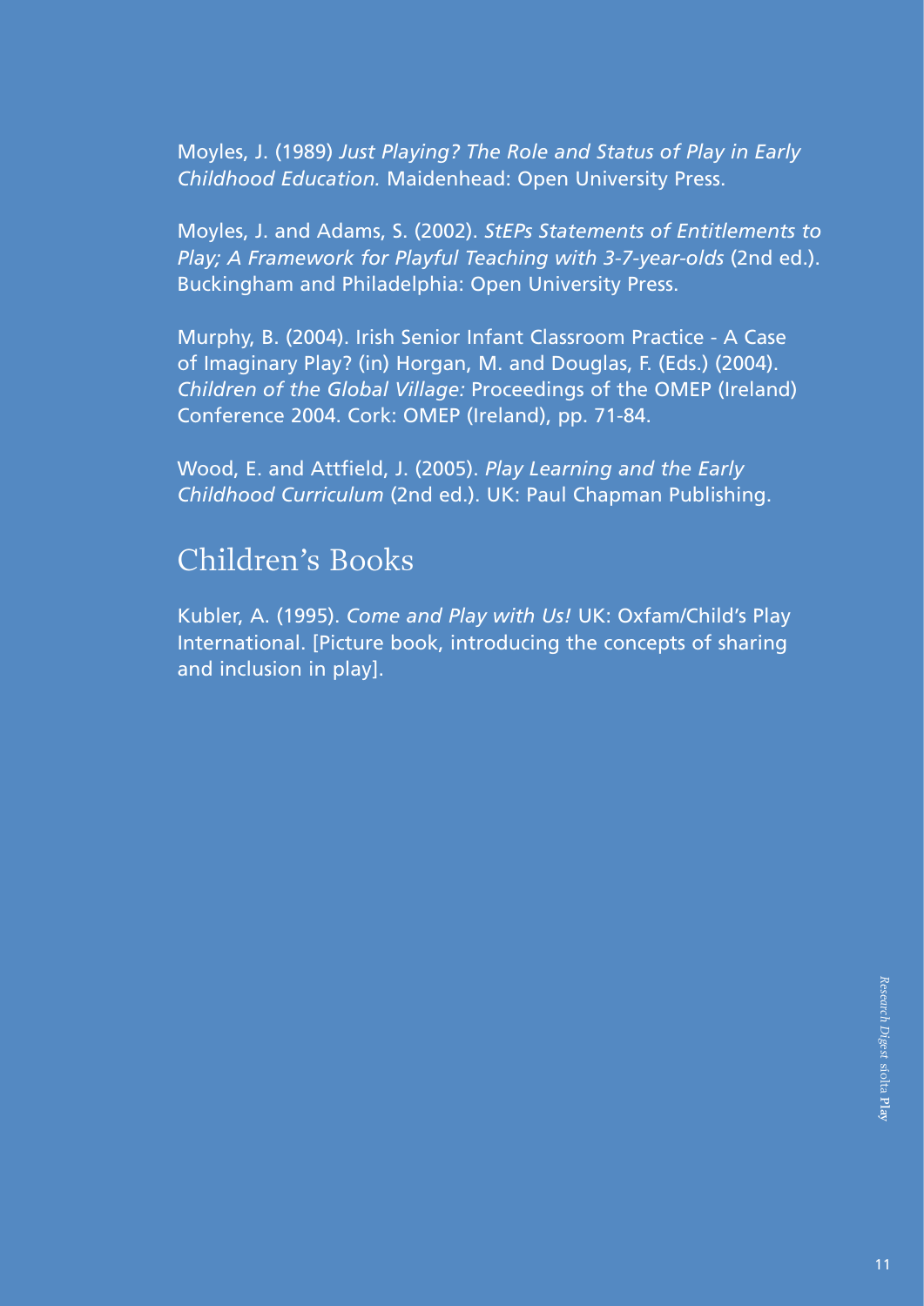Moyles, J. (1989) *Just Playing? The Role and Status of Play in Early Childhood Education.* Maidenhead: Open University Press.

Moyles, J. and Adams, S. (2002). *StEPs Statements of Entitlements to Play; A Framework for Playful Teaching with 3-7-year-olds* (2nd ed.). Buckingham and Philadelphia: Open University Press.

Murphy, B. (2004). Irish Senior Infant Classroom Practice - A Case of Imaginary Play? (in) Horgan, M. and Douglas, F. (Eds.) (2004). *Children of the Global Village:* Proceedings of the OMEP (Ireland) Conference 2004. Cork: OMEP (Ireland), pp. 71-84.

Wood, E. and Attfield, J. (2005). *Play Learning and the Early Childhood Curriculum* (2nd ed.). UK: Paul Chapman Publishing.

## Children's Books

Kubler, A. (1995). *Come and Play with Us!* UK: Oxfam/Child's Play International. [Picture book, introducing the concepts of sharing and inclusion in play].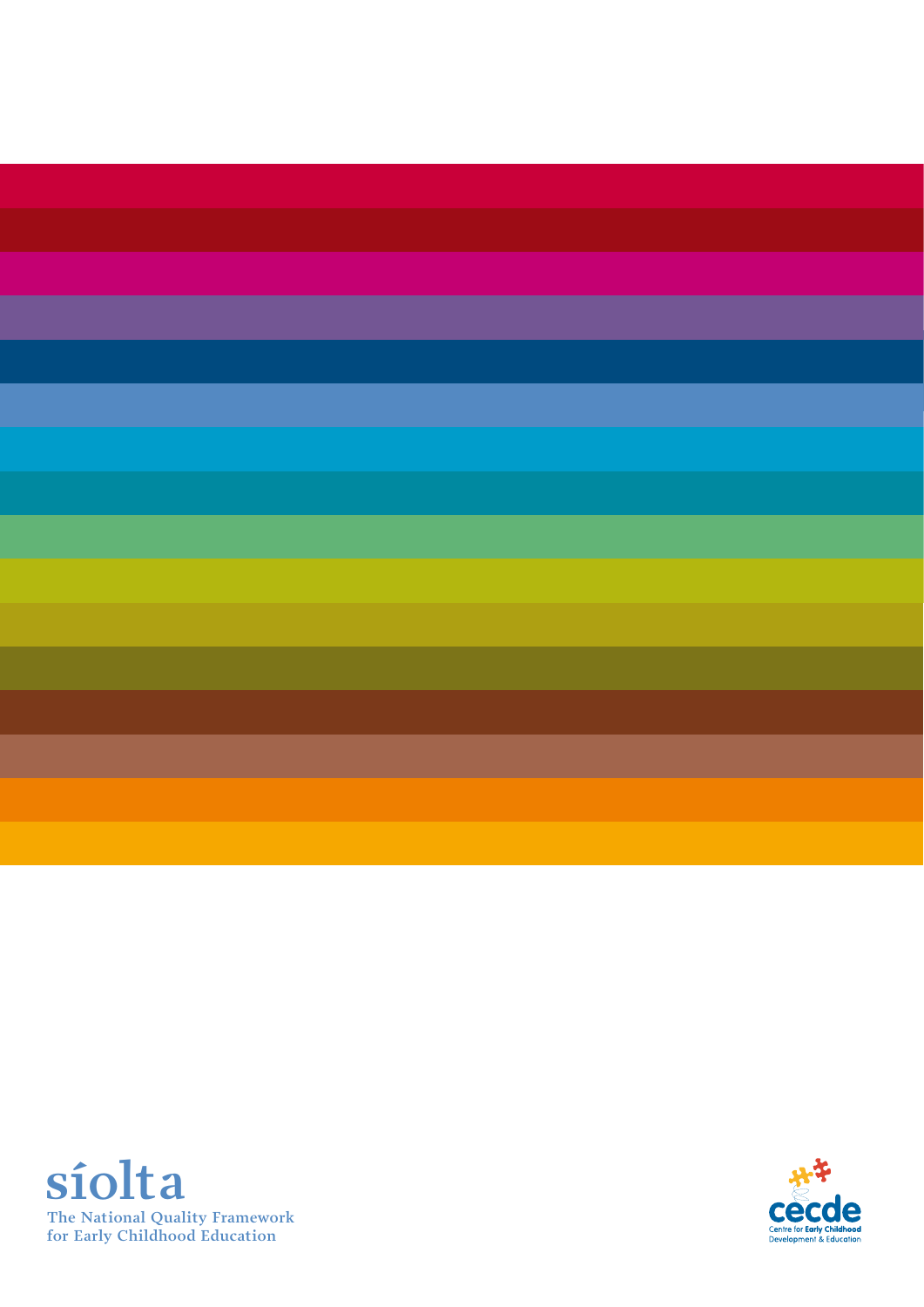síolta

The National Quality Framework for Early Childhood Education

cecde

Centre for Early Childhood Development & Education